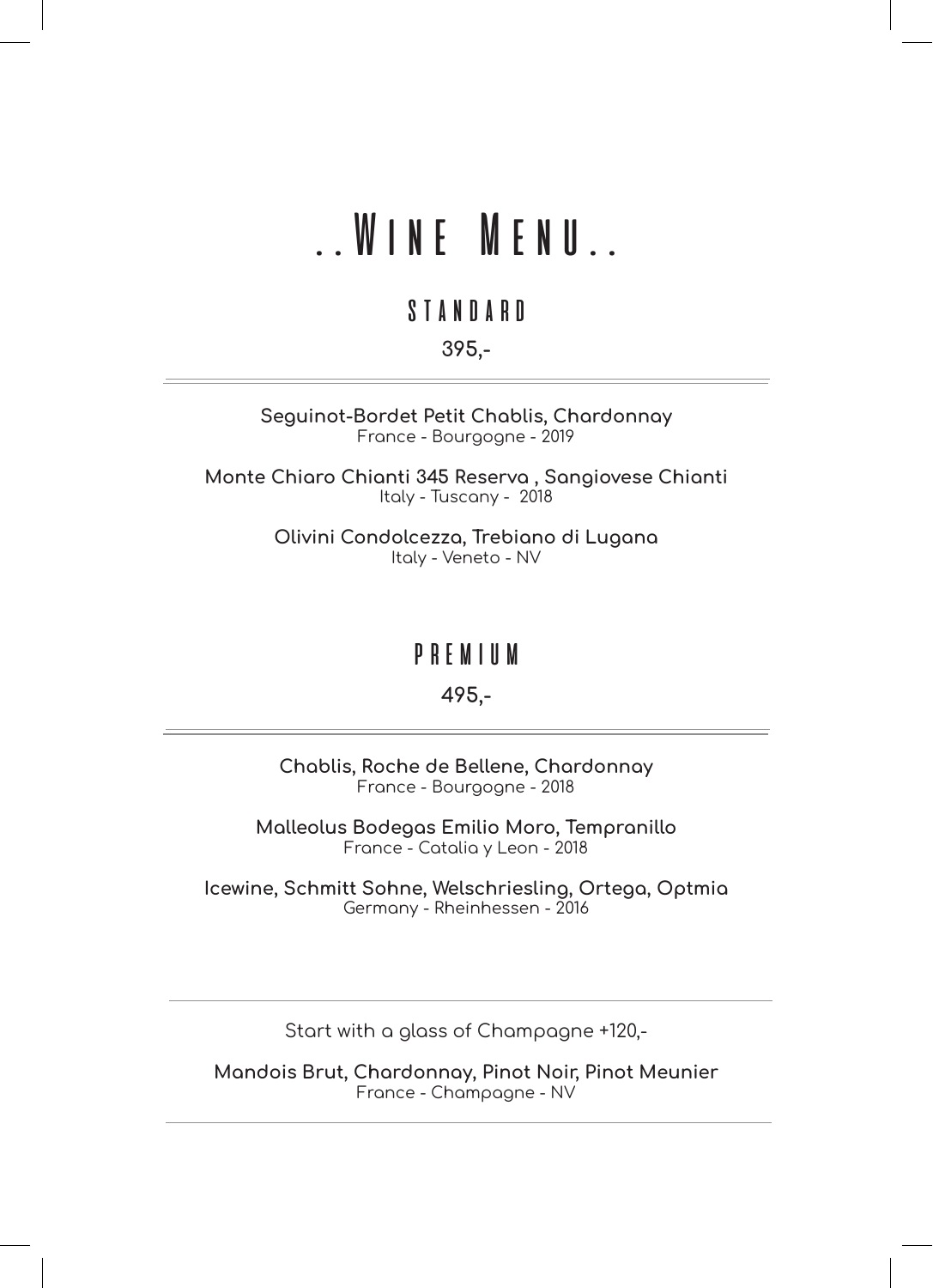# ..Wine Menu..

## Standard

**395,-**

---

**Seguinot-Bordet Petit Chablis, Chardonnay**
France - Bourgogne - 2019

**Monte Chiaro Chianti 345 Reserva , Sangiovese Chianti**
Italy - Tuscany - 2018

**Olivini Condolcezza, Trebiano di Lugana**
Italy - Veneto - NV

## Premium

**495,-**

---

**Chablis, Roche de Bellene, Chardonnay**
France - Bourgogne - 2018

**Malleolus Bodegas Emilio Moro, Tempranillo**
France - Catalia y Leon - 2018

**Icewine, Schmitt Sohne, Welschriesling, Ortega, Optmia**
Germany - Rheinhessen - 2016

---

Start with a glass of Champagne +120,-

**Mandois Brut, Chardonnay, Pinot Noir, Pinot Meunier**
France - Champagne - NV

---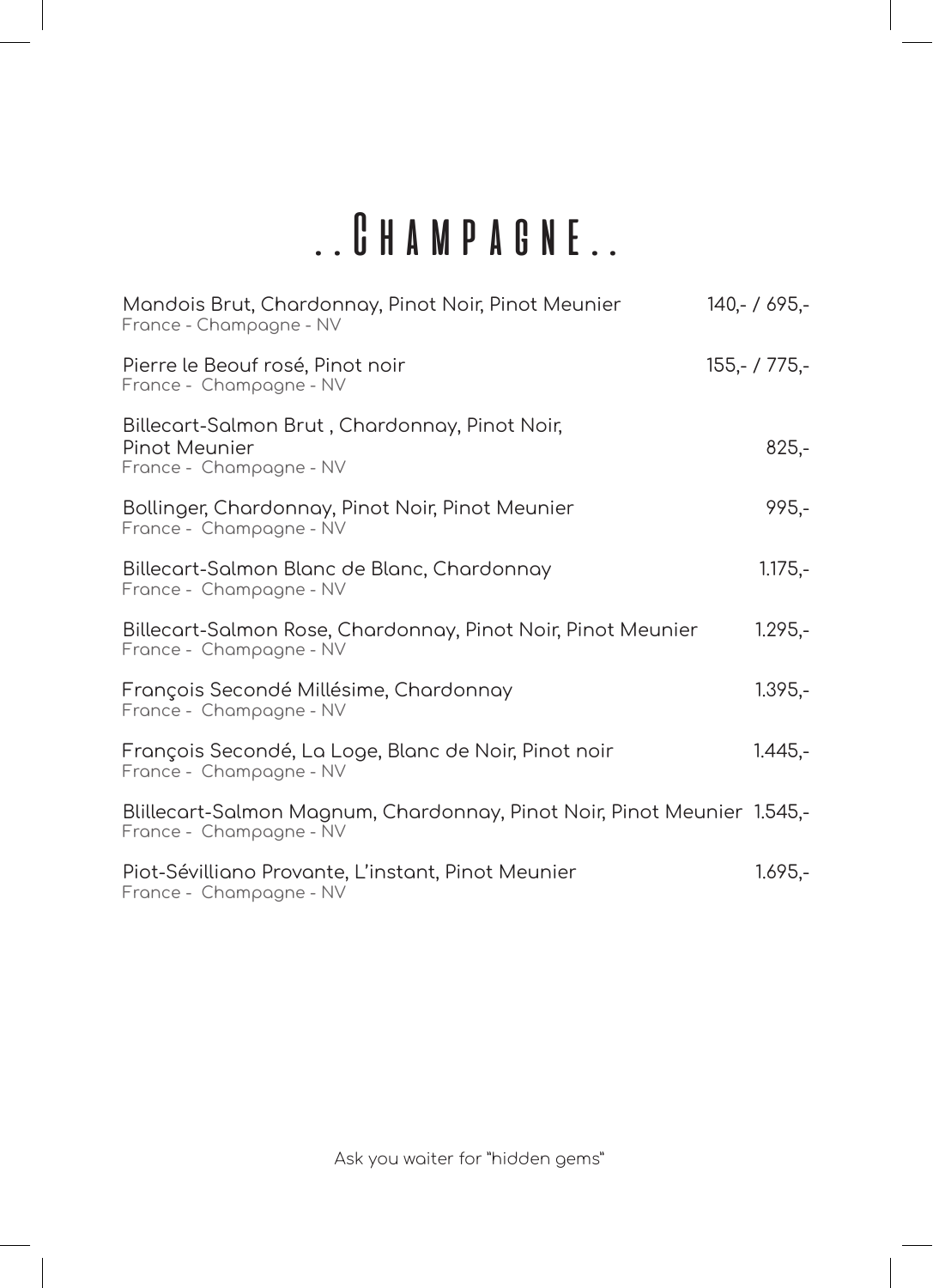# ..Champagne..

| Wine | Price |
| --- | --- |
| Mandois Brut, Chardonnay, Pinot Noir, Pinot Meunier<br>France - Champagne - NV | 140,- / 695,- |
| Pierre le Beouf rosé, Pinot noir<br>France - Champagne - NV | 155,- / 775,- |
| Billecart-Salmon Brut , Chardonnay, Pinot Noir, Pinot Meunier<br>France - Champagne - NV | 825,- |
| Bollinger, Chardonnay, Pinot Noir, Pinot Meunier<br>France - Champagne - NV | 995,- |
| Billecart-Salmon Blanc de Blanc, Chardonnay<br>France - Champagne - NV | 1.175,- |
| Billecart-Salmon Rose, Chardonnay, Pinot Noir, Pinot Meunier<br>France - Champagne - NV | 1.295,- |
| François Secondé Millésime, Chardonnay<br>France - Champagne - NV | 1.395,- |
| François Secondé, La Loge, Blanc de Noir, Pinot noir<br>France - Champagne - NV | 1.445,- |
| Blillecart-Salmon Magnum, Chardonnay, Pinot Noir, Pinot Meunier<br>France - Champagne - NV | 1.545,- |
| Piot-Sévilliano Provante, L'instant, Pinot Meunier<br>France - Champagne - NV | 1.695,- |

Ask you waiter for "hidden gems"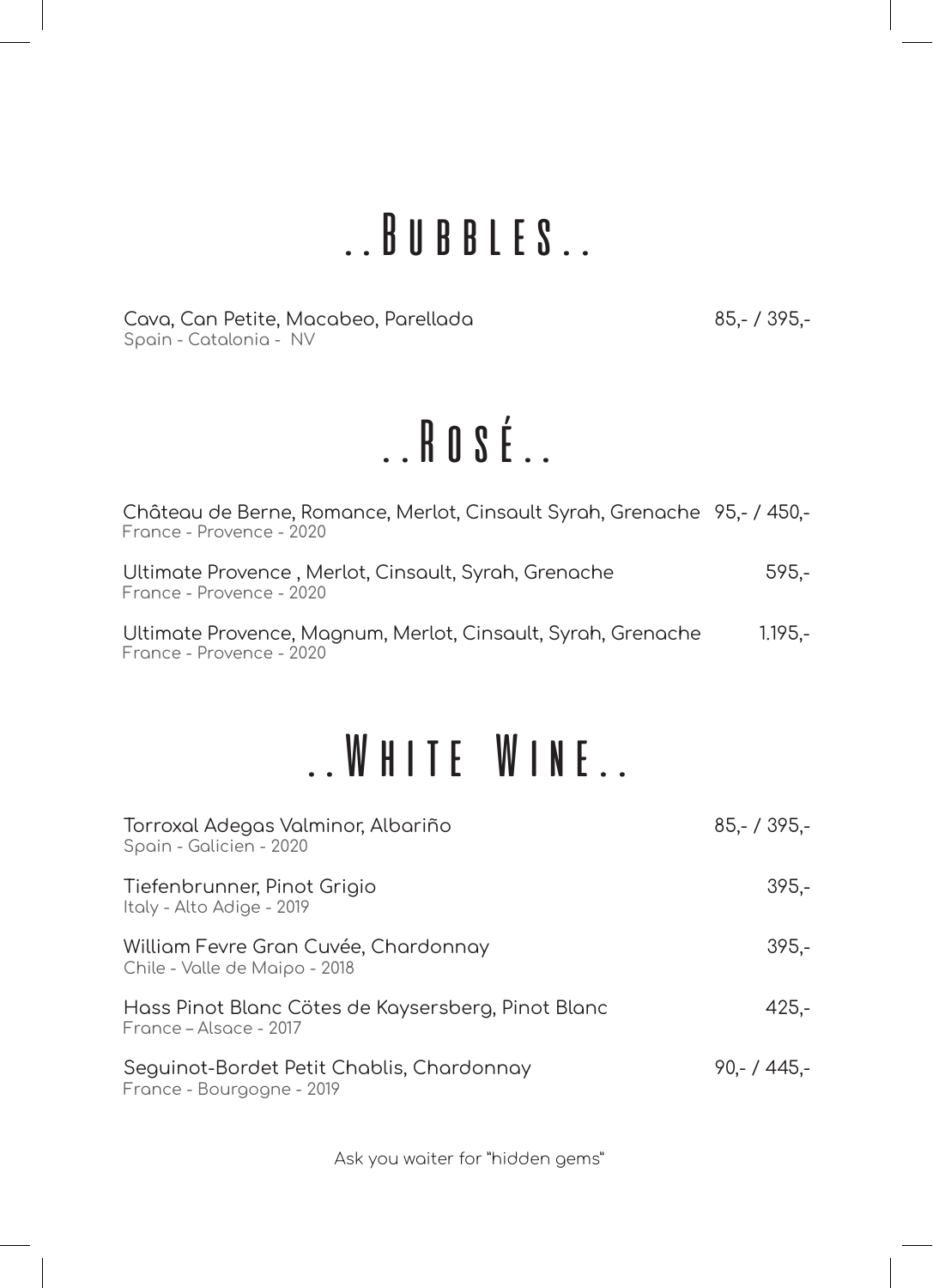# ..Bubbles..

Cava, Can Petite, Macabeo, Parellada — 85,- / 395,-
Spain - Catalonia - NV

# ..Rosé..

Château de Berne, Romance, Merlot, Cinsault Syrah, Grenache — 95,- / 450,-
France - Provence - 2020

Ultimate Provence , Merlot, Cinsault, Syrah, Grenache — 595,-
France - Provence - 2020

Ultimate Provence, Magnum, Merlot, Cinsault, Syrah, Grenache — 1.195,-
France - Provence - 2020

# ..White Wine..

Torroxal Adegas Valminor, Albariño — 85,- / 395,-
Spain - Galicien - 2020

Tiefenbrunner, Pinot Grigio — 395,-
Italy - Alto Adige - 2019

William Fevre Gran Cuvée, Chardonnay — 395,-
Chile - Valle de Maipo - 2018

Hass Pinot Blanc Cötes de Kaysersberg, Pinot Blanc — 425,-
France – Alsace - 2017

Seguinot-Bordet Petit Chablis, Chardonnay — 90,- / 445,-
France - Bourgogne - 2019

Ask you waiter for "hidden gems"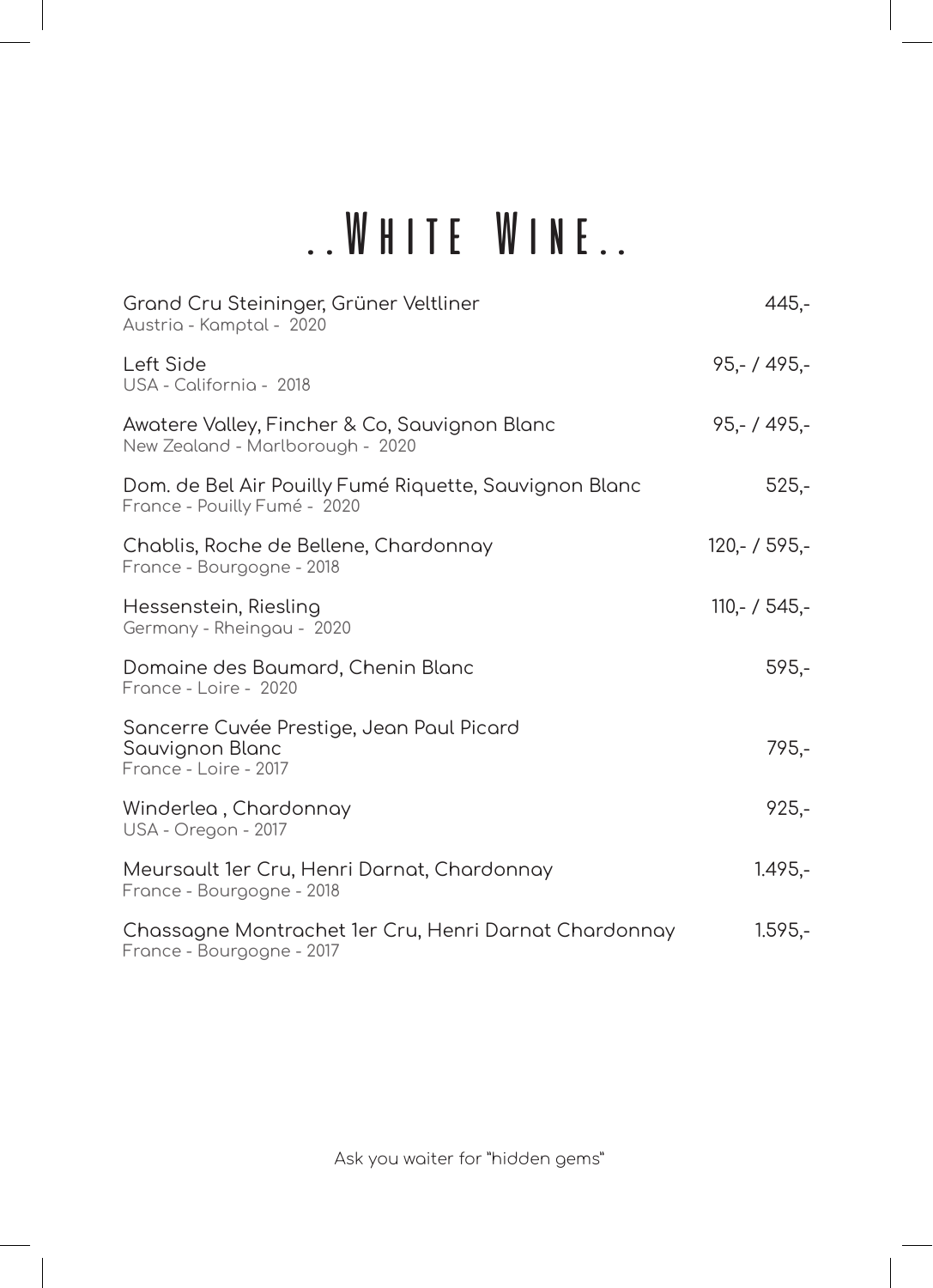# ..White Wine..

| Wine | Price |
| --- | --- |
| Grand Cru Steininger, Grüner Veltliner<br>Austria - Kamptal - 2020 | 445,- |
| Left Side<br>USA - California - 2018 | 95,- / 495,- |
| Awatere Valley, Fincher & Co, Sauvignon Blanc<br>New Zealand - Marlborough - 2020 | 95,- / 495,- |
| Dom. de Bel Air Pouilly Fumé Riquette, Sauvignon Blanc<br>France - Pouilly Fumé - 2020 | 525,- |
| Chablis, Roche de Bellene, Chardonnay<br>France - Bourgogne - 2018 | 120,- / 595,- |
| Hessenstein, Riesling<br>Germany - Rheingau - 2020 | 110,- / 545,- |
| Domaine des Baumard, Chenin Blanc<br>France - Loire - 2020 | 595,- |
| Sancerre Cuvée Prestige, Jean Paul Picard<br>Sauvignon Blanc<br>France - Loire - 2017 | 795,- |
| Winderlea , Chardonnay<br>USA - Oregon - 2017 | 925,- |
| Meursault 1er Cru, Henri Darnat, Chardonnay<br>France - Bourgogne - 2018 | 1.495,- |
| Chassagne Montrachet 1er Cru, Henri Darnat Chardonnay<br>France - Bourgogne - 2017 | 1.595,- |

Ask you waiter for "hidden gems"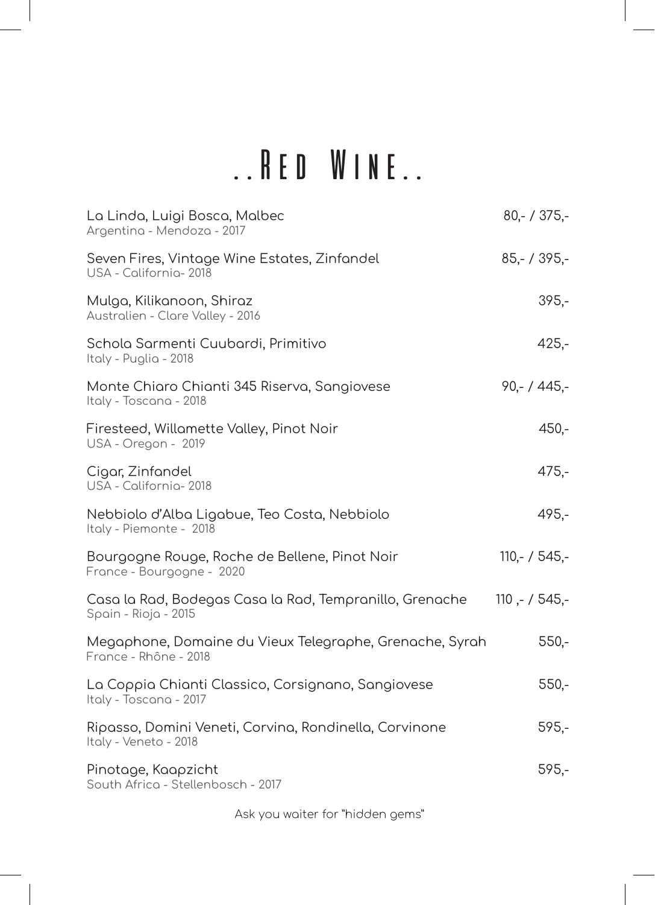# ..Red Wine..

| Wine | Price |
|---|---|
| La Linda, Luigi Bosca, Malbec<br>Argentina - Mendoza - 2017 | 80,- / 375,- |
| Seven Fires, Vintage Wine Estates, Zinfandel<br>USA - California- 2018 | 85,- / 395,- |
| Mulga, Kilikanoon, Shiraz<br>Australien - Clare Valley - 2016 | 395,- |
| Schola Sarmenti Cuubardi, Primitivo<br>Italy - Puglia - 2018 | 425,- |
| Monte Chiaro Chianti 345 Riserva, Sangiovese<br>Italy - Toscana - 2018 | 90,- / 445,- |
| Firesteed, Willamette Valley, Pinot Noir<br>USA - Oregon - 2019 | 450,- |
| Cigar, Zinfandel<br>USA - California- 2018 | 475,- |
| Nebbiolo d'Alba Ligabue, Teo Costa, Nebbiolo<br>Italy - Piemonte - 2018 | 495,- |
| Bourgogne Rouge, Roche de Bellene, Pinot Noir<br>France - Bourgogne - 2020 | 110,- / 545,- |
| Casa la Rad, Bodegas Casa la Rad, Tempranillo, Grenache<br>Spain - Rioja - 2015 | 110 ,- / 545,- |
| Megaphone, Domaine du Vieux Telegraphe, Grenache, Syrah<br>France - Rhône - 2018 | 550,- |
| La Coppia Chianti Classico, Corsignano, Sangiovese<br>Italy - Toscana - 2017 | 550,- |
| Ripasso, Domini Veneti, Corvina, Rondinella, Corvinone<br>Italy - Veneto - 2018 | 595,- |
| Pinotage, Kaapzicht<br>South Africa - Stellenbosch - 2017 | 595,- |

Ask you waiter for "hidden gems"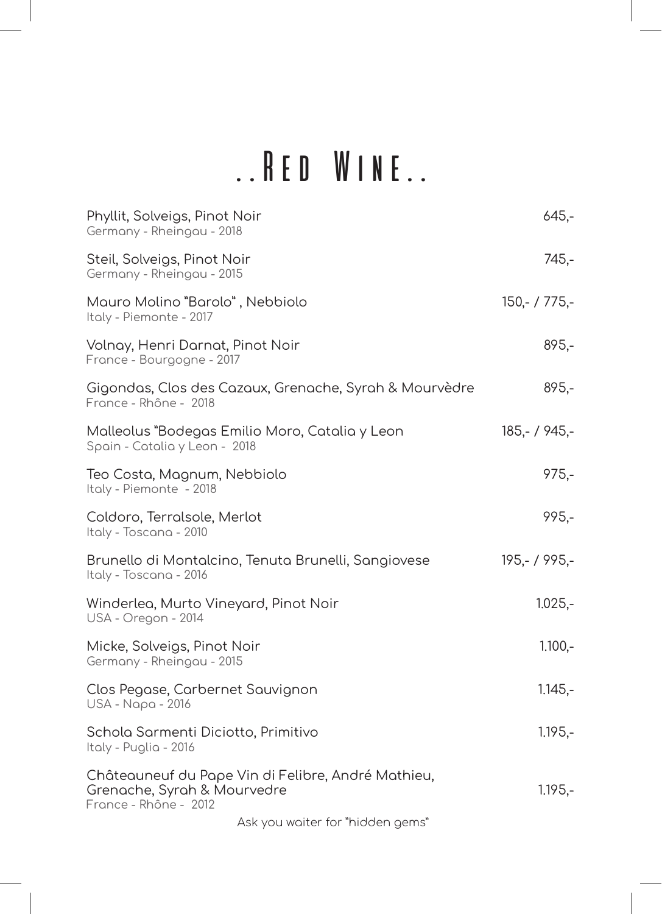# ..Red Wine..

| Wine | Price |
| --- | --- |
| Phyllit, Solveigs, Pinot Noir<br>Germany - Rheingau - 2018 | 645,- |
| Steil, Solveigs, Pinot Noir<br>Germany - Rheingau - 2015 | 745,- |
| Mauro Molino "Barolo" , Nebbiolo<br>Italy - Piemonte - 2017 | 150,- / 775,- |
| Volnay, Henri Darnat, Pinot Noir<br>France - Bourgogne - 2017 | 895,- |
| Gigondas, Clos des Cazaux, Grenache, Syrah & Mourvèdre<br>France - Rhône - 2018 | 895,- |
| Malleolus "Bodegas Emilio Moro, Catalia y Leon<br>Spain - Catalia y Leon - 2018 | 185,- / 945,- |
| Teo Costa, Magnum, Nebbiolo<br>Italy - Piemonte - 2018 | 975,- |
| Coldoro, Terralsole, Merlot<br>Italy - Toscana - 2010 | 995,- |
| Brunello di Montalcino, Tenuta Brunelli, Sangiovese<br>Italy - Toscana - 2016 | 195,- / 995,- |
| Winderlea, Murto Vineyard, Pinot Noir<br>USA - Oregon - 2014 | 1.025,- |
| Micke, Solveigs, Pinot Noir<br>Germany - Rheingau - 2015 | 1.100,- |
| Clos Pegase, Carbernet Sauvignon<br>USA - Napa - 2016 | 1.145,- |
| Schola Sarmenti Diciotto, Primitivo<br>Italy - Puglia - 2016 | 1.195,- |
| Châteauneuf du Pape Vin di Felibre, André Mathieu, Grenache, Syrah & Mourvedre<br>France - Rhône - 2012 | 1.195,- |

Ask you waiter for "hidden gems"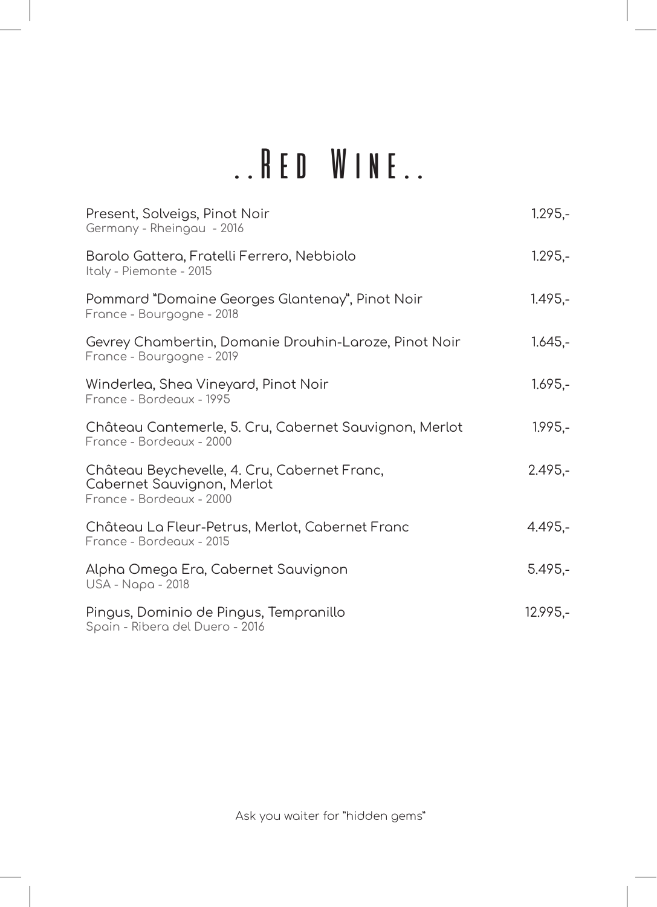# ..Red Wine..

| | |
|---|---|
| Present, Solveigs, Pinot Noir<br>Germany - Rheingau - 2016 | 1.295,- |
| Barolo Gattera, Fratelli Ferrero, Nebbiolo<br>Italy - Piemonte - 2015 | 1.295,- |
| Pommard "Domaine Georges Glantenay", Pinot Noir<br>France - Bourgogne - 2018 | 1.495,- |
| Gevrey Chambertin, Domanie Drouhin-Laroze, Pinot Noir<br>France - Bourgogne - 2019 | 1.645,- |
| Winderlea, Shea Vineyard, Pinot Noir<br>France - Bordeaux - 1995 | 1.695,- |
| Château Cantemerle, 5. Cru, Cabernet Sauvignon, Merlot<br>France - Bordeaux - 2000 | 1.995,- |
| Château Beychevelle, 4. Cru, Cabernet Franc, Cabernet Sauvignon, Merlot<br>France - Bordeaux - 2000 | 2.495,- |
| Château La Fleur-Petrus, Merlot, Cabernet Franc<br>France - Bordeaux - 2015 | 4.495,- |
| Alpha Omega Era, Cabernet Sauvignon<br>USA - Napa - 2018 | 5.495,- |
| Pingus, Dominio de Pingus, Tempranillo<br>Spain - Ribera del Duero - 2016 | 12.995,- |

Ask you waiter for "hidden gems"